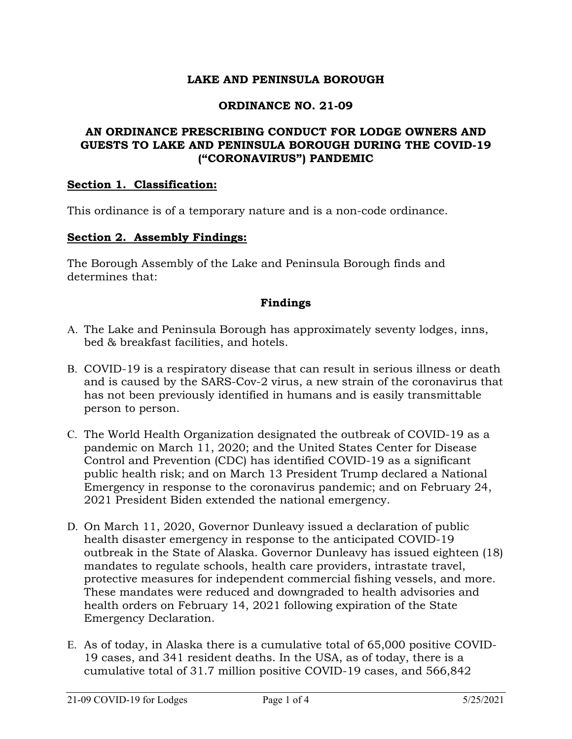# LAKE AND PENINSULA BOROUGH

## ORDINANCE NO. 21-09

## AN ORDINANCE PRESCRIBING CONDUCT FOR LODGE OWNERS AND GUESTS TO LAKE AND PENINSULA BOROUGH DURING THE COVID-19 ("CORONAVIRUS") PANDEMIC

**Section 1. Classification:**

This ordinance is of a temporary nature and is a non-code ordinance.

**Section 2. Assembly Findings:**

The Borough Assembly of the Lake and Peninsula Borough finds and determines that:

### Findings

A. The Lake and Peninsula Borough has approximately seventy lodges, inns, bed & breakfast facilities, and hotels.

B. COVID-19 is a respiratory disease that can result in serious illness or death and is caused by the SARS-Cov-2 virus, a new strain of the coronavirus that has not been previously identified in humans and is easily transmittable person to person.

C. The World Health Organization designated the outbreak of COVID-19 as a pandemic on March 11, 2020; and the United States Center for Disease Control and Prevention (CDC) has identified COVID-19 as a significant public health risk; and on March 13 President Trump declared a National Emergency in response to the coronavirus pandemic; and on February 24, 2021 President Biden extended the national emergency.

D. On March 11, 2020, Governor Dunleavy issued a declaration of public health disaster emergency in response to the anticipated COVID-19 outbreak in the State of Alaska. Governor Dunleavy has issued eighteen (18) mandates to regulate schools, health care providers, intrastate travel, protective measures for independent commercial fishing vessels, and more. These mandates were reduced and downgraded to health advisories and health orders on February 14, 2021 following expiration of the State Emergency Declaration.

E. As of today, in Alaska there is a cumulative total of 65,000 positive COVID-19 cases, and 341 resident deaths. In the USA, as of today, there is a cumulative total of 31.7 million positive COVID-19 cases, and 566,842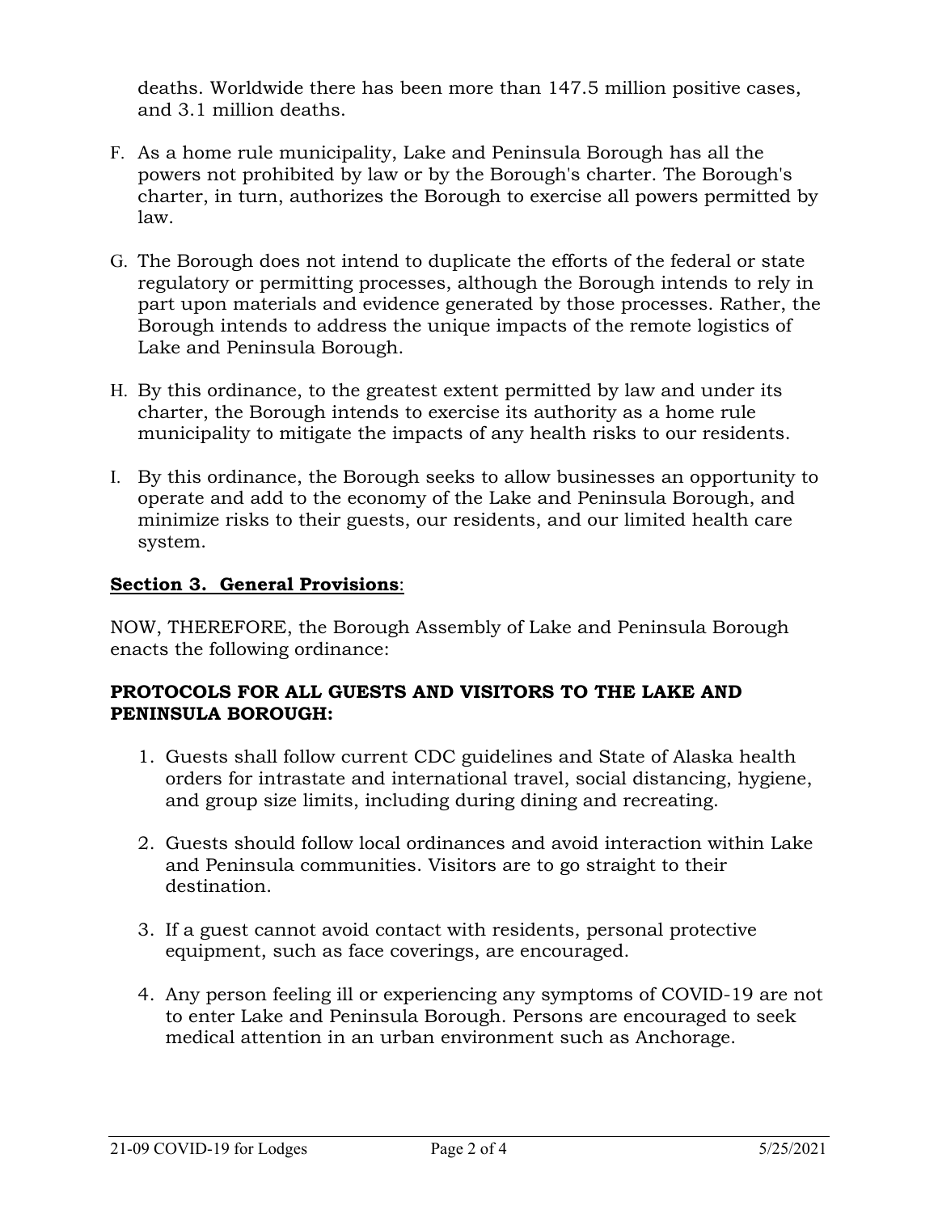deaths. Worldwide there has been more than 147.5 million positive cases, and 3.1 million deaths.

F. As a home rule municipality, Lake and Peninsula Borough has all the powers not prohibited by law or by the Borough's charter. The Borough's charter, in turn, authorizes the Borough to exercise all powers permitted by law.

G. The Borough does not intend to duplicate the efforts of the federal or state regulatory or permitting processes, although the Borough intends to rely in part upon materials and evidence generated by those processes. Rather, the Borough intends to address the unique impacts of the remote logistics of Lake and Peninsula Borough.

H. By this ordinance, to the greatest extent permitted by law and under its charter, the Borough intends to exercise its authority as a home rule municipality to mitigate the impacts of any health risks to our residents.

I. By this ordinance, the Borough seeks to allow businesses an opportunity to operate and add to the economy of the Lake and Peninsula Borough, and minimize risks to their guests, our residents, and our limited health care system.

## Section 3. General Provisions:

NOW, THEREFORE, the Borough Assembly of Lake and Peninsula Borough enacts the following ordinance:

### PROTOCOLS FOR ALL GUESTS AND VISITORS TO THE LAKE AND PENINSULA BOROUGH:

1. Guests shall follow current CDC guidelines and State of Alaska health orders for intrastate and international travel, social distancing, hygiene, and group size limits, including during dining and recreating.

2. Guests should follow local ordinances and avoid interaction within Lake and Peninsula communities. Visitors are to go straight to their destination.

3. If a guest cannot avoid contact with residents, personal protective equipment, such as face coverings, are encouraged.

4. Any person feeling ill or experiencing any symptoms of COVID-19 are not to enter Lake and Peninsula Borough. Persons are encouraged to seek medical attention in an urban environment such as Anchorage.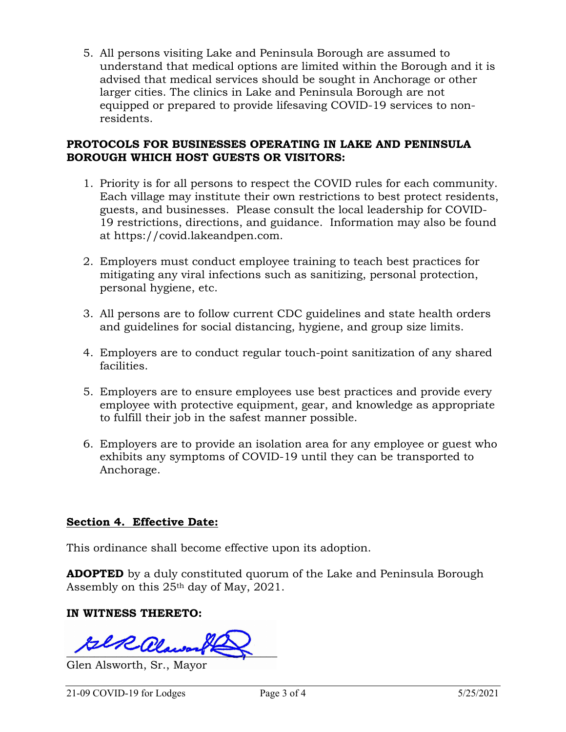5. All persons visiting Lake and Peninsula Borough are assumed to understand that medical options are limited within the Borough and it is advised that medical services should be sought in Anchorage or other larger cities. The clinics in Lake and Peninsula Borough are not equipped or prepared to provide lifesaving COVID-19 services to non-residents.

**PROTOCOLS FOR BUSINESSES OPERATING IN LAKE AND PENINSULA BOROUGH WHICH HOST GUESTS OR VISITORS:**

1. Priority is for all persons to respect the COVID rules for each community. Each village may institute their own restrictions to best protect residents, guests, and businesses. Please consult the local leadership for COVID-19 restrictions, directions, and guidance. Information may also be found at https://covid.lakeandpen.com.

2. Employers must conduct employee training to teach best practices for mitigating any viral infections such as sanitizing, personal protection, personal hygiene, etc.

3. All persons are to follow current CDC guidelines and state health orders and guidelines for social distancing, hygiene, and group size limits.

4. Employers are to conduct regular touch-point sanitization of any shared facilities.

5. Employers are to ensure employees use best practices and provide every employee with protective equipment, gear, and knowledge as appropriate to fulfill their job in the safest manner possible.

6. Employers are to provide an isolation area for any employee or guest who exhibits any symptoms of COVID-19 until they can be transported to Anchorage.

**Section 4. Effective Date:**

This ordinance shall become effective upon its adoption.

**ADOPTED** by a duly constituted quorum of the Lake and Peninsula Borough Assembly on this 25th day of May, 2021.

**IN WITNESS THERETO:**

Glen Alsworth, Sr., Mayor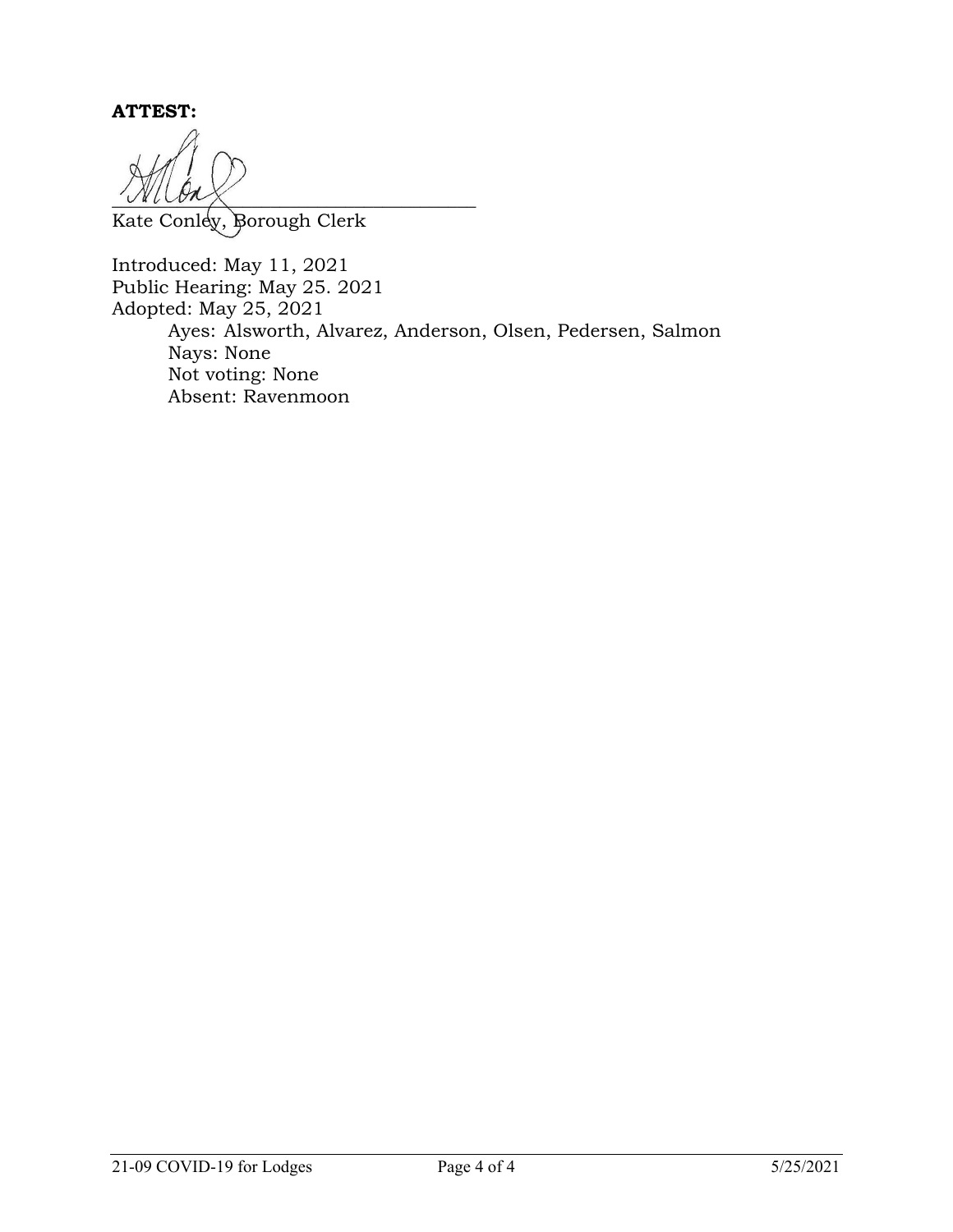**ATTEST:**

Kate Conley, Borough Clerk

Introduced: May 11, 2021
Public Hearing: May 25. 2021
Adopted: May 25, 2021

Ayes: Alsworth, Alvarez, Anderson, Olsen, Pedersen, Salmon
Nays: None
Not voting: None
Absent: Ravenmoon